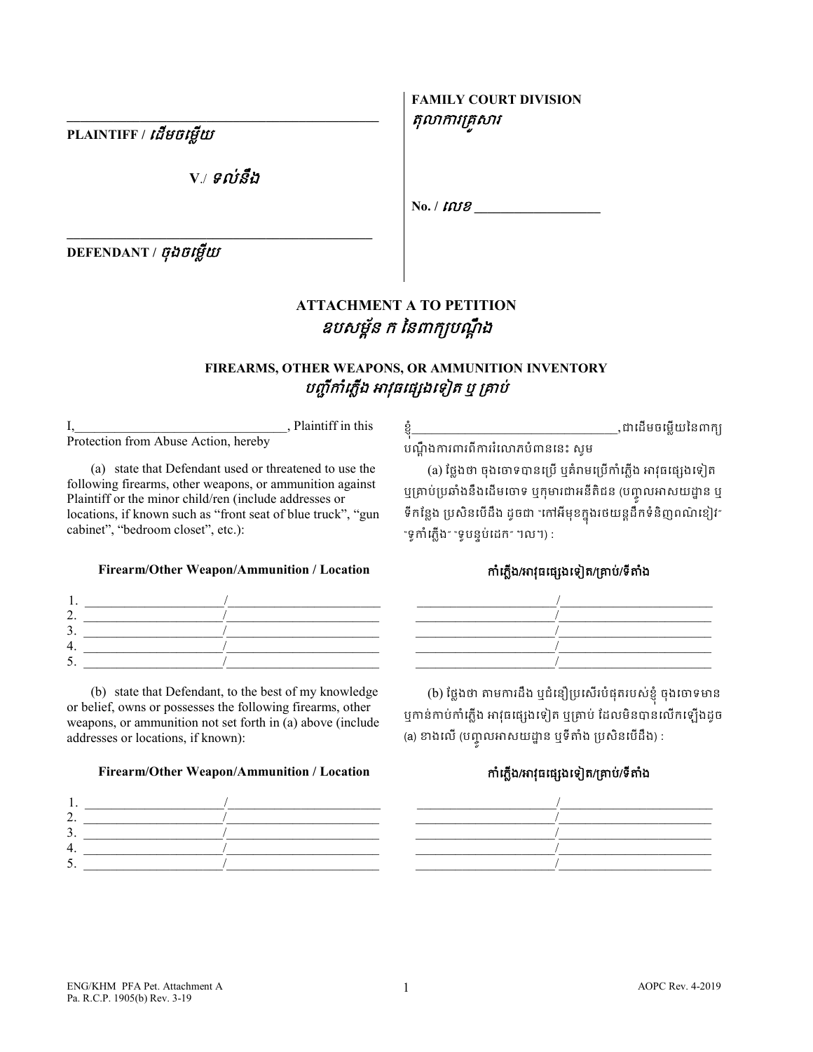\_\_\_\_\_\_\_\_\_\_\_\_\_\_\_\_\_\_\_\_\_\_\_\_\_\_\_\_\_\_\_\_\_\_\_\_\_\_\_\_\_\_\_\_

**PLAINTIFF /** *ដើមចម្លើយ*

**V.**/ *ទល់នឹង*

\_\_\_\_\_\_\_\_\_\_\_\_\_\_\_\_\_\_\_\_\_\_\_\_\_\_\_\_\_\_\_\_\_\_\_\_\_\_\_\_\_\_\_\_

**DEFENDANT /** *ចុងចម្លើយ*

**FAMILY COURT DIVISION**
*តុលាការគ្រួសារ*

**No. /** *លេខ* \_\_\_\_\_\_\_\_\_\_\_\_\_\_\_\_\_\_

## ATTACHMENT A TO PETITION
## *ឧបសម្ព័ន ក នៃពាក្យបណ្តឹង*

### FIREARMS, OTHER WEAPONS, OR AMMUNITION INVENTORY
### *បញ្ជីកាំភ្លើង អាវុធផ្សេងទៀត ឬ គ្រាប់*

I,\_\_\_\_\_\_\_\_\_\_\_\_\_\_\_\_\_\_\_\_\_\_\_\_\_\_\_\_\_\_\_, Plaintiff in this Protection from Abuse Action, hereby

(a) state that Defendant used or threatened to use the following firearms, other weapons, or ammunition against Plaintiff or the minor child/ren (include addresses or locations, if known such as "front seat of blue truck", "gun cabinet", "bedroom closet", etc.):

**Firearm/Other Weapon/Ammunition / Location**

1. \_\_\_\_\_\_\_\_\_\_\_\_\_\_\_\_\_\_\_\_/\_\_\_\_\_\_\_\_\_\_\_\_\_\_\_\_\_\_\_\_\_\_
2. \_\_\_\_\_\_\_\_\_\_\_\_\_\_\_\_\_\_\_\_/\_\_\_\_\_\_\_\_\_\_\_\_\_\_\_\_\_\_\_\_\_\_
3. \_\_\_\_\_\_\_\_\_\_\_\_\_\_\_\_\_\_\_\_/\_\_\_\_\_\_\_\_\_\_\_\_\_\_\_\_\_\_\_\_\_\_
4. \_\_\_\_\_\_\_\_\_\_\_\_\_\_\_\_\_\_\_\_/\_\_\_\_\_\_\_\_\_\_\_\_\_\_\_\_\_\_\_\_\_\_
5. \_\_\_\_\_\_\_\_\_\_\_\_\_\_\_\_\_\_\_\_/\_\_\_\_\_\_\_\_\_\_\_\_\_\_\_\_\_\_\_\_\_\_

(b) state that Defendant, to the best of my knowledge or belief, owns or possesses the following firearms, other weapons, or ammunition not set forth in (a) above (include addresses or locations, if known):

**Firearm/Other Weapon/Ammunition / Location**

1. \_\_\_\_\_\_\_\_\_\_\_\_\_\_\_\_\_\_\_\_/\_\_\_\_\_\_\_\_\_\_\_\_\_\_\_\_\_\_\_\_\_\_
2. \_\_\_\_\_\_\_\_\_\_\_\_\_\_\_\_\_\_\_\_/\_\_\_\_\_\_\_\_\_\_\_\_\_\_\_\_\_\_\_\_\_\_
3. \_\_\_\_\_\_\_\_\_\_\_\_\_\_\_\_\_\_\_\_/\_\_\_\_\_\_\_\_\_\_\_\_\_\_\_\_\_\_\_\_\_\_
4. \_\_\_\_\_\_\_\_\_\_\_\_\_\_\_\_\_\_\_\_/\_\_\_\_\_\_\_\_\_\_\_\_\_\_\_\_\_\_\_\_\_\_
5. \_\_\_\_\_\_\_\_\_\_\_\_\_\_\_\_\_\_\_\_/\_\_\_\_\_\_\_\_\_\_\_\_\_\_\_\_\_\_\_\_\_\_

ខ្ញុំ\_\_\_\_\_\_\_\_\_\_\_\_\_\_\_\_\_\_\_\_\_\_\_\_\_\_\_\_\_\_\_,ជាដើមចម្លើយនៃពាក្យបណ្តឹងការពារពីការរំលោភបំពាននេះ សូម

(a) ថ្លែងថា ចុងចោទបានប្រើ ឬគំរាមប្រើកាំភ្លើង អាវុធផ្សេងទៀត ឬគ្រាប់ប្រឆាំងនឹងដើមចោទ ឬកុមារជាអនីតិជន (បញ្ចូលអាសយដ្ឋាន ឬទីកន្លែង ប្រសិនបើដឹង ដូចជា "កៅអីមុខក្នុងរថយន្តដឹកទំនិញពណ៌ខៀវ" "ទូកាំភ្លើង" "ទូបន្ទប់ដេក" ។ល។) :

**កាំភ្លើង/អាវុធផ្សេងទៀត/គ្រាប់/ទីតាំង**

\_\_\_\_\_\_\_\_\_\_\_\_\_\_\_\_\_\_\_\_/\_\_\_\_\_\_\_\_\_\_\_\_\_\_\_\_\_\_\_\_\_\_
\_\_\_\_\_\_\_\_\_\_\_\_\_\_\_\_\_\_\_\_/\_\_\_\_\_\_\_\_\_\_\_\_\_\_\_\_\_\_\_\_\_\_
\_\_\_\_\_\_\_\_\_\_\_\_\_\_\_\_\_\_\_\_/\_\_\_\_\_\_\_\_\_\_\_\_\_\_\_\_\_\_\_\_\_\_
\_\_\_\_\_\_\_\_\_\_\_\_\_\_\_\_\_\_\_\_/\_\_\_\_\_\_\_\_\_\_\_\_\_\_\_\_\_\_\_\_\_\_
\_\_\_\_\_\_\_\_\_\_\_\_\_\_\_\_\_\_\_\_/\_\_\_\_\_\_\_\_\_\_\_\_\_\_\_\_\_\_\_\_\_\_

(b) ថ្លែងថា តាមការដឹង ឬជំនឿប្រសើរបំផុតរបស់ខ្ញុំ ចុងចោទមាន ឬកាន់កាប់កាំភ្លើង អាវុធផ្សេងទៀត ឬគ្រាប់ ដែលមិនបានលើកឡើងដូច (a) ខាងលើ (បញ្ចូលអាសយដ្ឋាន ឬទីតាំង ប្រសិនបើដឹង) :

**កាំភ្លើង/អាវុធផ្សេងទៀត/គ្រាប់/ទីតាំង**

\_\_\_\_\_\_\_\_\_\_\_\_\_\_\_\_\_\_\_\_/\_\_\_\_\_\_\_\_\_\_\_\_\_\_\_\_\_\_\_\_\_\_
\_\_\_\_\_\_\_\_\_\_\_\_\_\_\_\_\_\_\_\_/\_\_\_\_\_\_\_\_\_\_\_\_\_\_\_\_\_\_\_\_\_\_
\_\_\_\_\_\_\_\_\_\_\_\_\_\_\_\_\_\_\_\_/\_\_\_\_\_\_\_\_\_\_\_\_\_\_\_\_\_\_\_\_\_\_
\_\_\_\_\_\_\_\_\_\_\_\_\_\_\_\_\_\_\_\_/\_\_\_\_\_\_\_\_\_\_\_\_\_\_\_\_\_\_\_\_\_\_
\_\_\_\_\_\_\_\_\_\_\_\_\_\_\_\_\_\_\_\_/\_\_\_\_\_\_\_\_\_\_\_\_\_\_\_\_\_\_\_\_\_\_

ENG/KHM PFA Pet. Attachment A
Pa. R.C.P. 1905(b) Rev. 3-19

AOPC Rev. 4-2019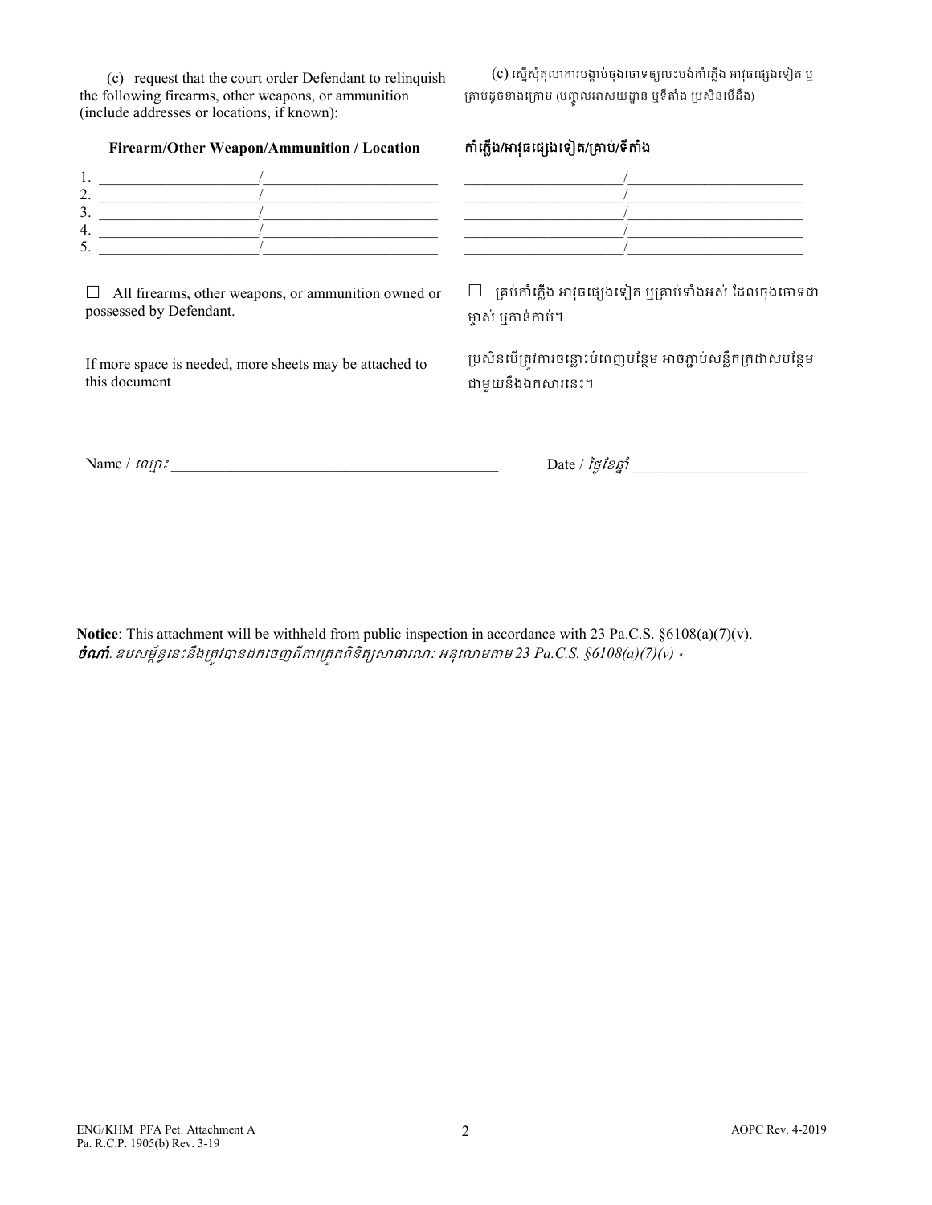(c) request that the court order Defendant to relinquish the following firearms, other weapons, or ammunition (include addresses or locations, if known):

(c) ស្នើសុំតុលាការបង្គាប់ចុងចោទឲ្យលះបង់កាំភ្លើង អាវុធផ្សេងទៀត ឬគ្រាប់ដូចខាងក្រោម (បញ្ចូលអាសយដ្ឋាន ឬទីតាំង ប្រសិនបើដឹង)

**Firearm/Other Weapon/Ammunition / Location**

**កាំភ្លើង/អាវុធផ្សេងទៀត/គ្រាប់/ទីតាំង**

1. ____________________/______________________
2. ____________________/______________________
3. ____________________/______________________
4. ____________________/______________________
5. ____________________/______________________

☐ All firearms, other weapons, or ammunition owned or possessed by Defendant.

☐ គ្រប់កាំភ្លើង អាវុធផ្សេងទៀត ឬគ្រាប់ទាំងអស់ ដែលចុងចោទជាម្ចាស់ ឬកាន់កាប់។

If more space is needed, more sheets may be attached to this document

ប្រសិនបើត្រូវការចន្លោះបំពេញបន្ថែម អាចភ្ជាប់សន្លឹកក្រដាសបន្ថែមជាមួយនឹងឯកសារនេះ។

Name / *ឈ្មោះ* ________________________________________ Date / *ថ្ងៃខែឆ្នាំ* ______________________

**Notice**: This attachment will be withheld from public inspection in accordance with 23 Pa.C.S. §6108(a)(7)(v).
***ចំណាំ***: *ឧបសម្ព័ន្ធនេះនឹងត្រូវបានដកចេញពីការត្រួតពិនិត្យសាធារណៈ អនុលោមតាម 23 Pa.C.S. §6108(a)(7)(v)* ។

ENG/KHM PFA Pet. Attachment A
Pa. R.C.P. 1905(b) Rev. 3-19

AOPC Rev. 4-2019